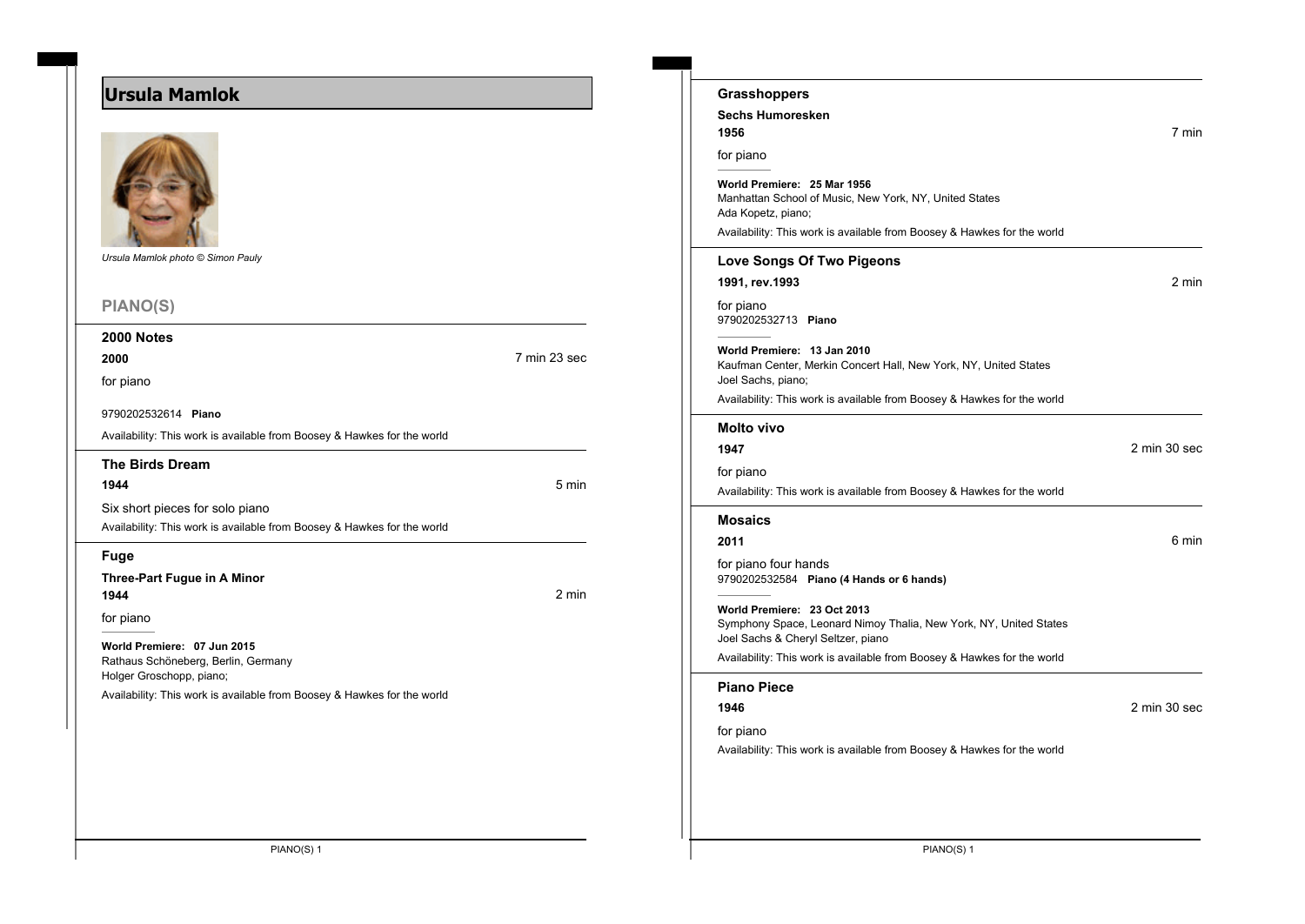# Ursula Mamlok

*Ursula Mamlok photo © Simon Pauly*

## PIANO(S)

### 2000 Notes

**2000** — 7 min 23 sec

for piano

9790202532614 **Piano**

Availability: This work is available from Boosey & Hawkes for the world

### The Birds Dream

**1944** — 5 min

Six short pieces for solo piano

Availability: This work is available from Boosey & Hawkes for the world

### Fuge

**Three-Part Fugue in A Minor**

**1944** — 2 min

for piano

**World Premiere: 07 Jun 2015**
Rathaus Schöneberg, Berlin, Germany
Holger Groschopp, piano;

Availability: This work is available from Boosey & Hawkes for the world

### Grasshoppers

**Sechs Humoresken**

**1956** — 7 min

for piano

**World Premiere: 25 Mar 1956**
Manhattan School of Music, New York, NY, United States
Ada Kopetz, piano;

Availability: This work is available from Boosey & Hawkes for the world

### Love Songs Of Two Pigeons

**1991, rev.1993** — 2 min

for piano
9790202532713 **Piano**

**World Premiere: 13 Jan 2010**
Kaufman Center, Merkin Concert Hall, New York, NY, United States
Joel Sachs, piano;

Availability: This work is available from Boosey & Hawkes for the world

### Molto vivo

**1947** — 2 min 30 sec

for piano

Availability: This work is available from Boosey & Hawkes for the world

### Mosaics

**2011** — 6 min

for piano four hands
9790202532584 **Piano (4 Hands or 6 hands)**

**World Premiere: 23 Oct 2013**
Symphony Space, Leonard Nimoy Thalia, New York, NY, United States
Joel Sachs & Cheryl Seltzer, piano

Availability: This work is available from Boosey & Hawkes for the world

### Piano Piece

**1946** — 2 min 30 sec

for piano

Availability: This work is available from Boosey & Hawkes for the world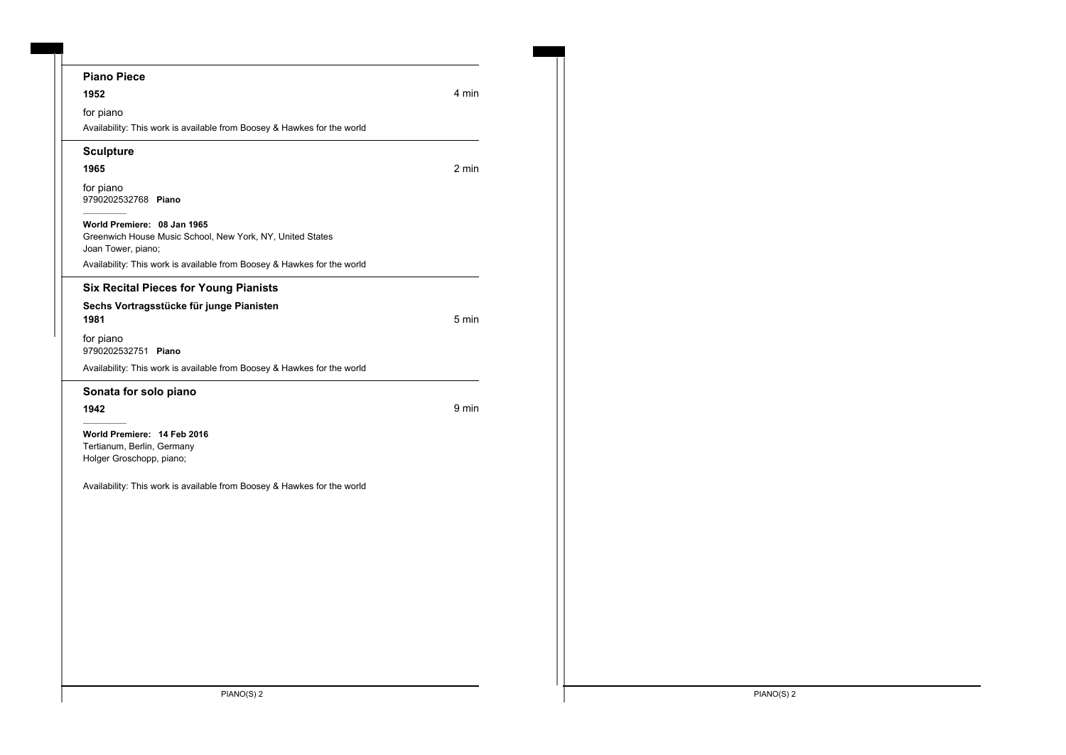## Piano Piece

**1952** 4 min

for piano

Availability: This work is available from Boosey & Hawkes for the world

## Sculpture

**1965** 2 min

for piano
9790202532768 **Piano**

**World Premiere: 08 Jan 1965**
Greenwich House Music School, New York, NY, United States
Joan Tower, piano;

Availability: This work is available from Boosey & Hawkes for the world

## Six Recital Pieces for Young Pianists

**Sechs Vortragsstücke für junge Pianisten**
**1981** 5 min

for piano
9790202532751 **Piano**

Availability: This work is available from Boosey & Hawkes for the world

## Sonata for solo piano

**1942** 9 min

**World Premiere: 14 Feb 2016**
Tertianum, Berlin, Germany
Holger Groschopp, piano;

Availability: This work is available from Boosey & Hawkes for the world